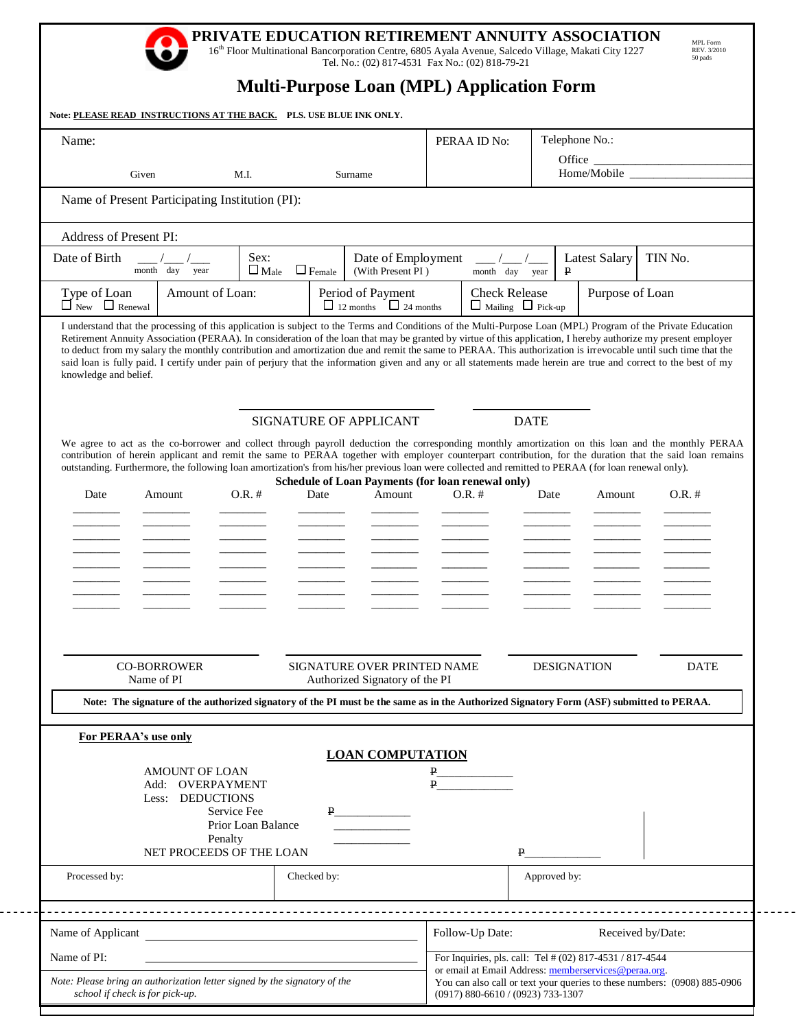# PRIVATE EDUCATION RETIREMENT ANNUITY ASSOCIATION

16th Floor Multinational Bancorporation Centre, 6805 Ayala Avenue, Salcedo Village, Makati City 1227
Tel. No.: (02) 817-4531 Fax No.: (02) 818-79-21

MPL Form
REV. 3/2010
50 pads

## Multi-Purpose Loan (MPL) Application Form

**Note: PLEASE READ INSTRUCTIONS AT THE BACK. PLS. USE BLUE INK ONLY.**

| Name: Given / M.I. / Surname | PERAA ID No: | Telephone No.: Office ______ Home/Mobile ______ |
|---|---|---|

Name of Present Participating Institution (PI):

Address of Present PI:

| Date of Birth ___/___/___ (month day year) | Sex: ☐ Male ☐ Female | Date of Employment (With Present PI) ___/___/___ (month day year) | Latest Salary ₱ | TIN No. |
|---|---|---|---|---|
| Type of Loan ☐ New ☐ Renewal | Amount of Loan: | Period of Payment ☐ 12 months ☐ 24 months | Check Release ☐ Mailing ☐ Pick-up | Purpose of Loan |

I understand that the processing of this application is subject to the Terms and Conditions of the Multi-Purpose Loan (MPL) Program of the Private Education Retirement Annuity Association (PERAA). In consideration of the loan that may be granted by virtue of this application, I hereby authorize my present employer to deduct from my salary the monthly contribution and amortization due and remit the same to PERAA. This authorization is irrevocable until such time that the said loan is fully paid. I certify under pain of perjury that the information given and any or all statements made herein are true and correct to the best of my knowledge and belief.

SIGNATURE OF APPLICANT ______________ DATE ______________

We agree to act as the co-borrower and collect through payroll deduction the corresponding monthly amortization on this loan and the monthly PERAA contribution of herein applicant and remit the same to PERAA together with employer counterpart contribution, for the duration that the said loan remains outstanding. Furthermore, the following loan amortization's from his/her previous loan were collected and remitted to PERAA (for loan renewal only).

**Schedule of Loan Payments (for loan renewal only)**

| Date | Amount | O.R. # | Date | Amount | O.R. # | Date | Amount | O.R. # |
|---|---|---|---|---|---|---|---|---|
| | | | | | | | | |
| | | | | | | | | |
| | | | | | | | | |
| | | | | | | | | |
| | | | | | | | | |
| | | | | | | | | |
| | | | | | | | | |

| CO-BORROWER Name of PI | SIGNATURE OVER PRINTED NAME Authorized Signatory of the PI | DESIGNATION | DATE |
|---|---|---|---|

**Note: The signature of the authorized signatory of the PI must be the same as in the Authorized Signatory Form (ASF) submitted to PERAA.**

**For PERAA's use only**

**LOAN COMPUTATION**

AMOUNT OF LOAN ₱__________
Add: OVERPAYMENT ₱__________
Less: DEDUCTIONS
- Service Fee ₱__________
- Prior Loan Balance __________
- Penalty __________

NET PROCEEDS OF THE LOAN ₱__________

| Processed by: | Checked by: | Approved by: |
|---|---|---|

---

| Name of Applicant ______________ | Follow-Up Date: | Received by/Date: |
|---|---|---|
| Name of PI: ______________ | For Inquiries, pls. call: Tel # (02) 817-4531 / 817-4544 or email at Email Address: memberservices@peraa.org. You can also call or text your queries to these numbers: (0908) 885-0906 (0917) 880-6610 / (0923) 733-1307 | |

*Note: Please bring an authorization letter signed by the signatory of the school if check is for pick-up.*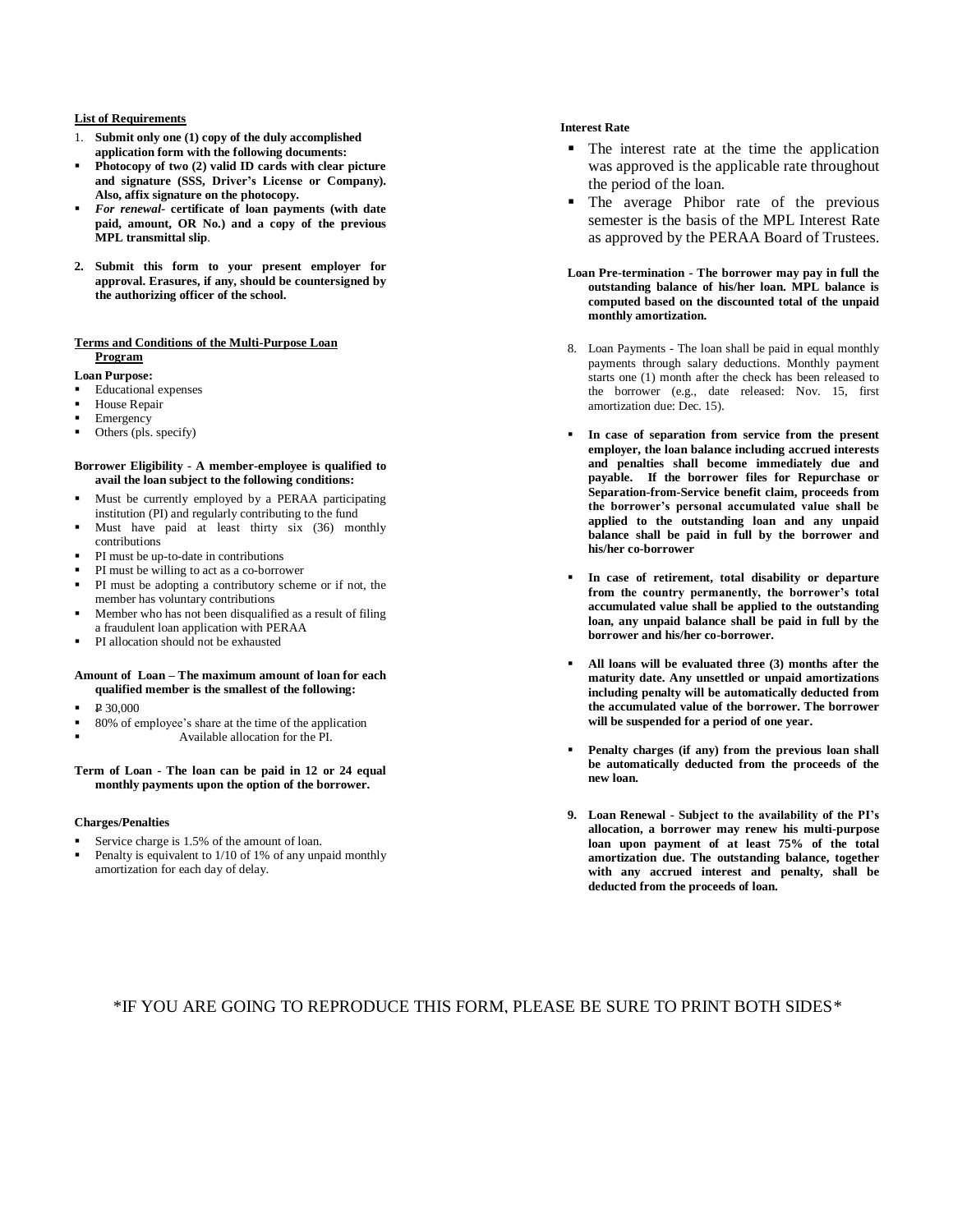**List of Requirements**

1. **Submit only one (1) copy of the duly accomplished application form with the following documents:**
   - **Photocopy of two (2) valid ID cards with clear picture and signature (SSS, Driver's License or Company). Also, affix signature on the photocopy.**
   - ***For renewal-* certificate of loan payments (with date paid, amount, OR No.) and a copy of the previous MPL transmittal slip**.

2. **Submit this form to your present employer for approval. Erasures, if any, should be countersigned by the authorizing officer of the school.**

**Terms and Conditions of the Multi-Purpose Loan Program**

**Loan Purpose:**

- Educational expenses
- House Repair
- Emergency
- Others (pls. specify)

**Borrower Eligibility - A member-employee is qualified to avail the loan subject to the following conditions:**

- Must be currently employed by a PERAA participating institution (PI) and regularly contributing to the fund
- Must have paid at least thirty six (36) monthly contributions
- PI must be up-to-date in contributions
- PI must be willing to act as a co-borrower
- PI must be adopting a contributory scheme or if not, the member has voluntary contributions
- Member who has not been disqualified as a result of filing a fraudulent loan application with PERAA
- PI allocation should not be exhausted

**Amount of Loan – The maximum amount of loan for each qualified member is the smallest of the following:**

- ₱ 30,000
- 80% of employee's share at the time of the application
- Available allocation for the PI.

**Term of Loan - The loan can be paid in 12 or 24 equal monthly payments upon the option of the borrower.**

**Charges/Penalties**

- Service charge is 1.5% of the amount of loan.
- Penalty is equivalent to 1/10 of 1% of any unpaid monthly amortization for each day of delay.

**Interest Rate**

- The interest rate at the time the application was approved is the applicable rate throughout the period of the loan.
- The average Phibor rate of the previous semester is the basis of the MPL Interest Rate as approved by the PERAA Board of Trustees.

**Loan Pre-termination - The borrower may pay in full the outstanding balance of his/her loan. MPL balance is computed based on the discounted total of the unpaid monthly amortization.**

8. Loan Payments - The loan shall be paid in equal monthly payments through salary deductions. Monthly payment starts one (1) month after the check has been released to the borrower (e.g., date released: Nov. 15, first amortization due: Dec. 15).

- **In case of separation from service from the present employer, the loan balance including accrued interests and penalties shall become immediately due and payable. If the borrower files for Repurchase or Separation-from-Service benefit claim, proceeds from the borrower's personal accumulated value shall be applied to the outstanding loan and any unpaid balance shall be paid in full by the borrower and his/her co-borrower**
- **In case of retirement, total disability or departure from the country permanently, the borrower's total accumulated value shall be applied to the outstanding loan, any unpaid balance shall be paid in full by the borrower and his/her co-borrower.**
- **All loans will be evaluated three (3) months after the maturity date. Any unsettled or unpaid amortizations including penalty will be automatically deducted from the accumulated value of the borrower. The borrower will be suspended for a period of one year.**
- **Penalty charges (if any) from the previous loan shall be automatically deducted from the proceeds of the new loan.**

9. **Loan Renewal - Subject to the availability of the PI's allocation, a borrower may renew his multi-purpose loan upon payment of at least 75% of the total amortization due. The outstanding balance, together with any accrued interest and penalty, shall be deducted from the proceeds of loan.**

*IF YOU ARE GOING TO REPRODUCE THIS FORM, PLEASE BE SURE TO PRINT BOTH SIDES*